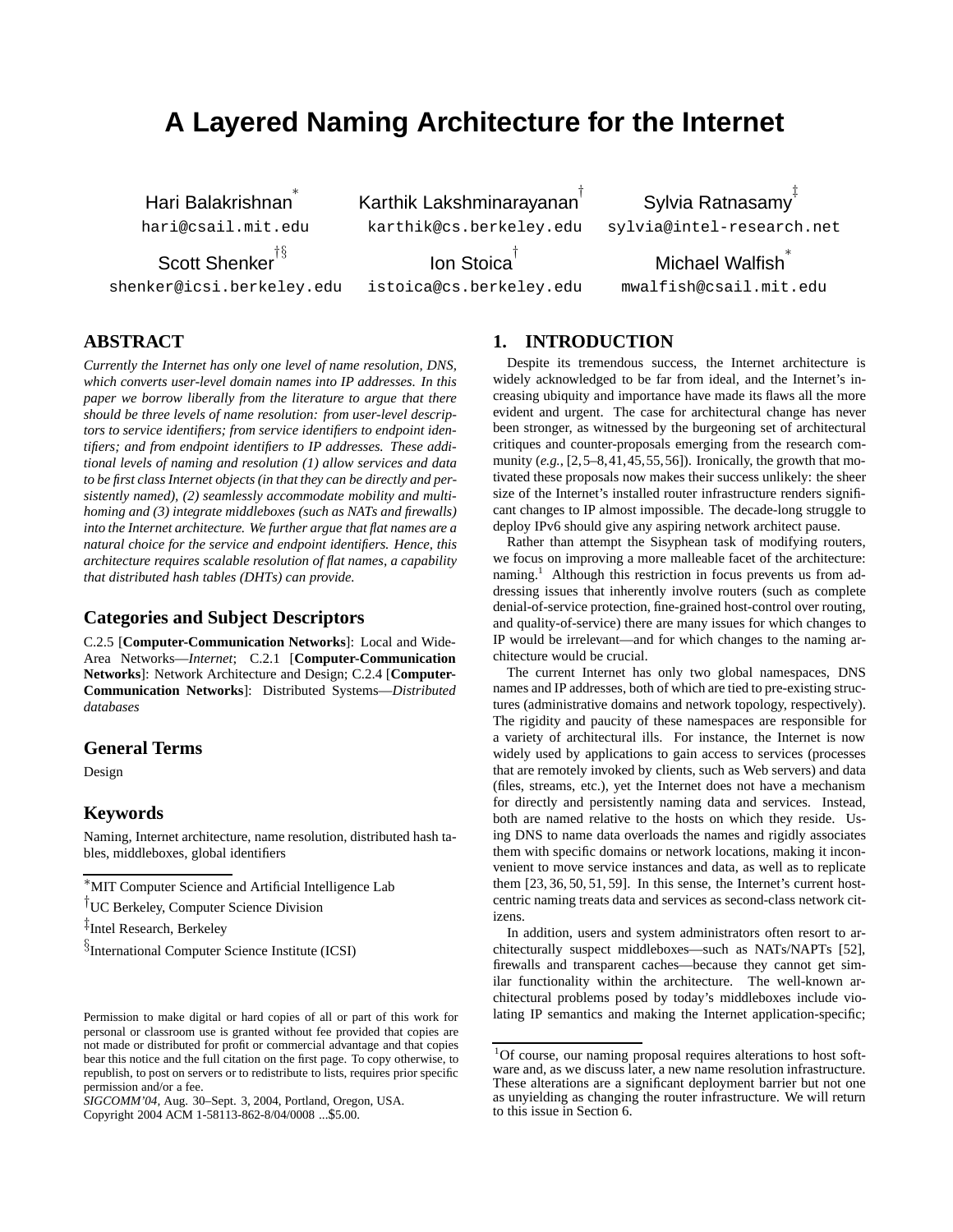# A Layered Naming Architecture for the Internet

Hari Balakrishnan[*] hari@csail.mit.edu

Karthik Lakshminarayanan[†] karthik@cs.berkeley.edu

Sylvia Ratnasamy[‡] sylvia@intel-research.net

Scott Shenker[†§] shenker@icsi.berkeley.edu

Ion Stoica[†] istoica@cs.berkeley.edu

Michael Walfish[*] mwalfish@csail.mit.edu

## ABSTRACT

*Currently the Internet has only one level of name resolution, DNS, which converts user-level domain names into IP addresses. In this paper we borrow liberally from the literature to argue that there should be three levels of name resolution: from user-level descriptors to service identifiers; from service identifiers to endpoint identifiers; and from endpoint identifiers to IP addresses. These additional levels of naming and resolution (1) allow services and data to be first class Internet objects (in that they can be directly and persistently named), (2) seamlessly accommodate mobility and multihoming and (3) integrate middleboxes (such as NATs and firewalls) into the Internet architecture. We further argue that flat names are a natural choice for the service and endpoint identifiers. Hence, this architecture requires scalable resolution of flat names, a capability that distributed hash tables (DHTs) can provide.*

## Categories and Subject Descriptors

C.2.5 [**Computer-Communication Networks**]: Local and Wide-Area Networks—*Internet*; C.2.1 [**Computer-Communication Networks**]: Network Architecture and Design; C.2.4 [**Computer-Communication Networks**]: Distributed Systems—*Distributed databases*

## General Terms

Design

## Keywords

Naming, Internet architecture, name resolution, distributed hash tables, middleboxes, global identifiers

[*]MIT Computer Science and Artificial Intelligence Lab

[†]UC Berkeley, Computer Science Division

[‡]Intel Research, Berkeley

[§]International Computer Science Institute (ICSI)

Permission to make digital or hard copies of all or part of this work for personal or classroom use is granted without fee provided that copies are not made or distributed for profit or commercial advantage and that copies bear this notice and the full citation on the first page. To copy otherwise, to republish, to post on servers or to redistribute to lists, requires prior specific permission and/or a fee.
*SIGCOMM'04,* Aug. 30–Sept. 3, 2004, Portland, Oregon, USA.
Copyright 2004 ACM 1-58113-862-8/04/0008 ...$5.00.

## 1. INTRODUCTION

Despite its tremendous success, the Internet architecture is widely acknowledged to be far from ideal, and the Internet's increasing ubiquity and importance have made its flaws all the more evident and urgent. The case for architectural change has never been stronger, as witnessed by the burgeoning set of architectural critiques and counter-proposals emerging from the research community (*e.g.,* [2, 5–8, 41, 45, 55, 56]). Ironically, the growth that motivated these proposals now makes their success unlikely: the sheer size of the Internet's installed router infrastructure renders significant changes to IP almost impossible. The decade-long struggle to deploy IPv6 should give any aspiring network architect pause.

Rather than attempt the Sisyphean task of modifying routers, we focus on improving a more malleable facet of the architecture: naming.[1] Although this restriction in focus prevents us from addressing issues that inherently involve routers (such as complete denial-of-service protection, fine-grained host-control over routing, and quality-of-service) there are many issues for which changes to IP would be irrelevant—and for which changes to the naming architecture would be crucial.

The current Internet has only two global namespaces, DNS names and IP addresses, both of which are tied to pre-existing structures (administrative domains and network topology, respectively). The rigidity and paucity of these namespaces are responsible for a variety of architectural ills. For instance, the Internet is now widely used by applications to gain access to services (processes that are remotely invoked by clients, such as Web servers) and data (files, streams, etc.), yet the Internet does not have a mechanism for directly and persistently naming data and services. Instead, both are named relative to the hosts on which they reside. Using DNS to name data overloads the names and rigidly associates them with specific domains or network locations, making it inconvenient to move service instances and data, as well as to replicate them [23, 36, 50, 51, 59]. In this sense, the Internet's current host-centric naming treats data and services as second-class network citizens.

In addition, users and system administrators often resort to architecturally suspect middleboxes—such as NATs/NAPTs [52], firewalls and transparent caches—because they cannot get similar functionality within the architecture. The well-known architectural problems posed by today's middleboxes include violating IP semantics and making the Internet application-specific;

[1]Of course, our naming proposal requires alterations to host software and, as we discuss later, a new name resolution infrastructure. These alterations are a significant deployment barrier but not one as unyielding as changing the router infrastructure. We will return to this issue in Section 6.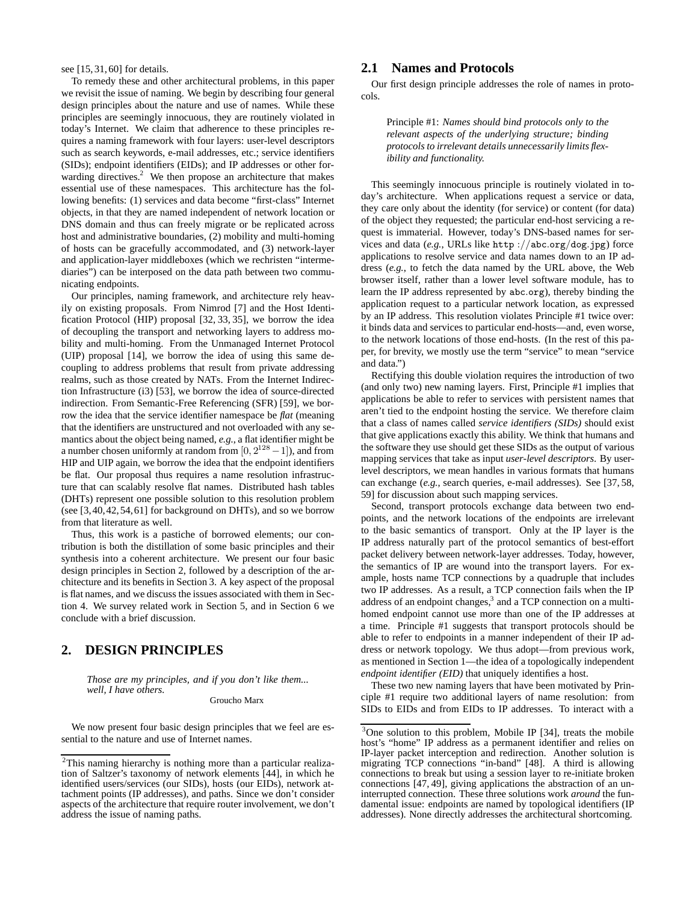see [15, 31, 60] for details.

To remedy these and other architectural problems, in this paper we revisit the issue of naming. We begin by describing four general design principles about the nature and use of names. While these principles are seemingly innocuous, they are routinely violated in today's Internet. We claim that adherence to these principles requires a naming framework with four layers: user-level descriptors such as search keywords, e-mail addresses, etc.; service identifiers (SIDs); endpoint identifiers (EIDs); and IP addresses or other forwarding directives.[2] We then propose an architecture that makes essential use of these namespaces. This architecture has the following benefits: (1) services and data become "first-class" Internet objects, in that they are named independent of network location or DNS domain and thus can freely migrate or be replicated across host and administrative boundaries, (2) mobility and multi-homing of hosts can be gracefully accommodated, and (3) network-layer and application-layer middleboxes (which we rechristen "intermediaries") can be interposed on the data path between two communicating endpoints.

Our principles, naming framework, and architecture rely heavily on existing proposals. From Nimrod [7] and the Host Identification Protocol (HIP) proposal [32, 33, 35], we borrow the idea of decoupling the transport and networking layers to address mobility and multi-homing. From the Unmanaged Internet Protocol (UIP) proposal [14], we borrow the idea of using this same decoupling to address problems that result from private addressing realms, such as those created by NATs. From the Internet Indirection Infrastructure (i3) [53], we borrow the idea of source-directed indirection. From Semantic-Free Referencing (SFR) [59], we borrow the idea that the service identifier namespace be *flat* (meaning that the identifiers are unstructured and not overloaded with any semantics about the object being named, *e.g.*, a flat identifier might be a number chosen uniformly at random from $[0, 2^{128} - 1]$), and from HIP and UIP again, we borrow the idea that the endpoint identifiers be flat. Our proposal thus requires a name resolution infrastructure that can scalably resolve flat names. Distributed hash tables (DHTs) represent one possible solution to this resolution problem (see [3, 40, 42, 54, 61] for background on DHTs), and so we borrow from that literature as well.

Thus, this work is a pastiche of borrowed elements; our contribution is both the distillation of some basic principles and their synthesis into a coherent architecture. We present our four basic design principles in Section 2, followed by a description of the architecture and its benefits in Section 3. A key aspect of the proposal is flat names, and we discuss the issues associated with them in Section 4. We survey related work in Section 5, and in Section 6 we conclude with a brief discussion.

## 2. DESIGN PRINCIPLES

*Those are my principles, and if you don't like them... well, I have others.*

Groucho Marx

We now present four basic design principles that we feel are essential to the nature and use of Internet names.

[2] This naming hierarchy is nothing more than a particular realization of Saltzer's taxonomy of network elements [44], in which he identified users/services (our SIDs), hosts (our EIDs), network attachment points (IP addresses), and paths. Since we don't consider aspects of the architecture that require router involvement, we don't address the issue of naming paths.

### 2.1 Names and Protocols

Our first design principle addresses the role of names in protocols.

> Principle #1: *Names should bind protocols only to the relevant aspects of the underlying structure; binding protocols to irrelevant details unnecessarily limits flexibility and functionality.*

This seemingly innocuous principle is routinely violated in today's architecture. When applications request a service or data, they care only about the identity (for service) or content (for data) of the object they requested; the particular end-host servicing a request is immaterial. However, today's DNS-based names for services and data (*e.g.*, URLs like `http://abc.org/dog.jpg`) force applications to resolve service and data names down to an IP address (*e.g.*, to fetch the data named by the URL above, the Web browser itself, rather than a lower level software module, has to learn the IP address represented by `abc.org`), thereby binding the application request to a particular network location, as expressed by an IP address. This resolution violates Principle #1 twice over: it binds data and services to particular end-hosts—and, even worse, to the network locations of those end-hosts. (In the rest of this paper, for brevity, we mostly use the term "service" to mean "service and data.")

Rectifying this double violation requires the introduction of two (and only two) new naming layers. First, Principle #1 implies that applications be able to refer to services with persistent names that aren't tied to the endpoint hosting the service. We therefore claim that a class of names called *service identifiers (SIDs)* should exist that give applications exactly this ability. We think that humans and the software they use should get these SIDs as the output of various mapping services that take as input *user-level descriptors*. By user-level descriptors, we mean handles in various formats that humans can exchange (*e.g.*, search queries, e-mail addresses). See [37, 58, 59] for discussion about such mapping services.

Second, transport protocols exchange data between two endpoints, and the network locations of the endpoints are irrelevant to the basic semantics of transport. Only at the IP layer is the IP address naturally part of the protocol semantics of best-effort packet delivery between network-layer addresses. Today, however, the semantics of IP are wound into the transport layers. For example, hosts name TCP connections by a quadruple that includes two IP addresses. As a result, a TCP connection fails when the IP address of an endpoint changes,[3] and a TCP connection on a multi-homed endpoint cannot use more than one of the IP addresses at a time. Principle #1 suggests that transport protocols should be able to refer to endpoints in a manner independent of their IP address or network topology. We thus adopt—from previous work, as mentioned in Section 1—the idea of a topologically independent *endpoint identifier (EID)* that uniquely identifies a host.

These two new naming layers that have been motivated by Principle #1 require two additional layers of name resolution: from SIDs to EIDs and from EIDs to IP addresses. To interact with a

[3] One solution to this problem, Mobile IP [34], treats the mobile host's "home" IP address as a permanent identifier and relies on IP-layer packet interception and redirection. Another solution is migrating TCP connections "in-band" [48]. A third is allowing connections to break but using a session layer to re-initiate broken connections [47, 49], giving applications the abstraction of an uninterrupted connection. These three solutions work *around* the fundamental issue: endpoints are named by topological identifiers (IP addresses). None directly addresses the architectural shortcoming.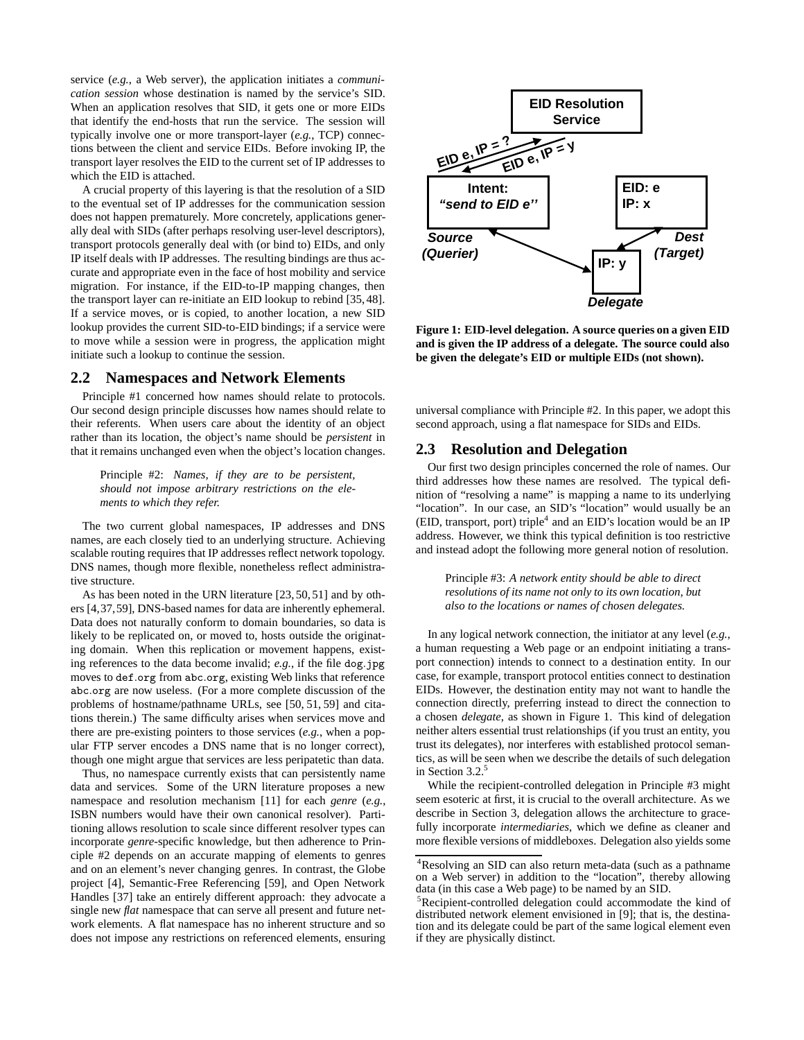service (*e.g.*, a Web server), the application initiates a *communication session* whose destination is named by the service's SID. When an application resolves that SID, it gets one or more EIDs that identify the end-hosts that run the service. The session will typically involve one or more transport-layer (*e.g.*, TCP) connections between the client and service EIDs. Before invoking IP, the transport layer resolves the EID to the current set of IP addresses to which the EID is attached.

A crucial property of this layering is that the resolution of a SID to the eventual set of IP addresses for the communication session does not happen prematurely. More concretely, applications generally deal with SIDs (after perhaps resolving user-level descriptors), transport protocols generally deal with (or bind to) EIDs, and only IP itself deals with IP addresses. The resulting bindings are thus accurate and appropriate even in the face of host mobility and service migration. For instance, if the EID-to-IP mapping changes, then the transport layer can re-initiate an EID lookup to rebind [35, 48]. If a service moves, or is copied, to another location, a new SID lookup provides the current SID-to-EID bindings; if a service were to move while a session were in progress, the application might initiate such a lookup to continue the session.

## 2.2 Namespaces and Network Elements

Principle #1 concerned how names should relate to protocols. Our second design principle discusses how names should relate to their referents. When users care about the identity of an object rather than its location, the object's name should be *persistent* in that it remains unchanged even when the object's location changes.

> Principle #2: *Names, if they are to be persistent, should not impose arbitrary restrictions on the elements to which they refer.*

The two current global namespaces, IP addresses and DNS names, are each closely tied to an underlying structure. Achieving scalable routing requires that IP addresses reflect network topology. DNS names, though more flexible, nonetheless reflect administrative structure.

As has been noted in the URN literature [23, 50, 51] and by others [4, 37, 59], DNS-based names for data are inherently ephemeral. Data does not naturally conform to domain boundaries, so data is likely to be replicated on, or moved to, hosts outside the originating domain. When this replication or movement happens, existing references to the data become invalid; *e.g.*, if the file `dog.jpg` moves to `def.org` from `abc.org`, existing Web links that reference `abc.org` are now useless. (For a more complete discussion of the problems of hostname/pathname URLs, see [50, 51, 59] and citations therein.) The same difficulty arises when services move and there are pre-existing pointers to those services (*e.g.*, when a popular FTP server encodes a DNS name that is no longer correct), though one might argue that services are less peripatetic than data.

Thus, no namespace currently exists that can persistently name data and services. Some of the URN literature proposes a new namespace and resolution mechanism [11] for each *genre* (*e.g.*, ISBN numbers would have their own canonical resolver). Partitioning allows resolution to scale since different resolver types can incorporate *genre*-specific knowledge, but then adherence to Principle #2 depends on an accurate mapping of elements to genres and on an element's never changing genres. In contrast, the Globe project [4], Semantic-Free Referencing [59], and Open Network Handles [37] take an entirely different approach: they advocate a single new *flat* namespace that can serve all present and future network elements. A flat namespace has no inherent structure and so does not impose any restrictions on referenced elements, ensuring universal compliance with Principle #2. In this paper, we adopt this second approach, using a flat namespace for SIDs and EIDs.

EID Resolution Service

EID e, IP = ?

EID e, IP = y

Intent: "send to EID e"

EID: e IP: x

Source (Querier)

IP: y

Dest (Target)

Delegate

**Figure 1: EID-level delegation. A source queries on a given EID and is given the IP address of a delegate. The source could also be given the delegate's EID or multiple EIDs (not shown).**

## 2.3 Resolution and Delegation

Our first two design principles concerned the role of names. Our third addresses how these names are resolved. The typical definition of "resolving a name" is mapping a name to its underlying "location". In our case, an SID's "location" would usually be an (EID, transport, port) triple[4] and an EID's location would be an IP address. However, we think this typical definition is too restrictive and instead adopt the following more general notion of resolution.

> Principle #3: *A network entity should be able to direct resolutions of its name not only to its own location, but also to the locations or names of chosen delegates.*

In any logical network connection, the initiator at any level (*e.g.*, a human requesting a Web page or an endpoint initiating a transport connection) intends to connect to a destination entity. In our case, for example, transport protocol entities connect to destination EIDs. However, the destination entity may not want to handle the connection directly, preferring instead to direct the connection to a chosen *delegate*, as shown in Figure 1. This kind of delegation neither alters essential trust relationships (if you trust an entity, you trust its delegates), nor interferes with established protocol semantics, as will be seen when we describe the details of such delegation in Section 3.2.[5]

While the recipient-controlled delegation in Principle #3 might seem esoteric at first, it is crucial to the overall architecture. As we describe in Section 3, delegation allows the architecture to gracefully incorporate *intermediaries*, which we define as cleaner and more flexible versions of middleboxes. Delegation also yields some

[4] Resolving an SID can also return meta-data (such as a pathname on a Web server) in addition to the "location", thereby allowing data (in this case a Web page) to be named by an SID.

[5] Recipient-controlled delegation could accommodate the kind of distributed network element envisioned in [9]; that is, the destination and its delegate could be part of the same logical element even if they are physically distinct.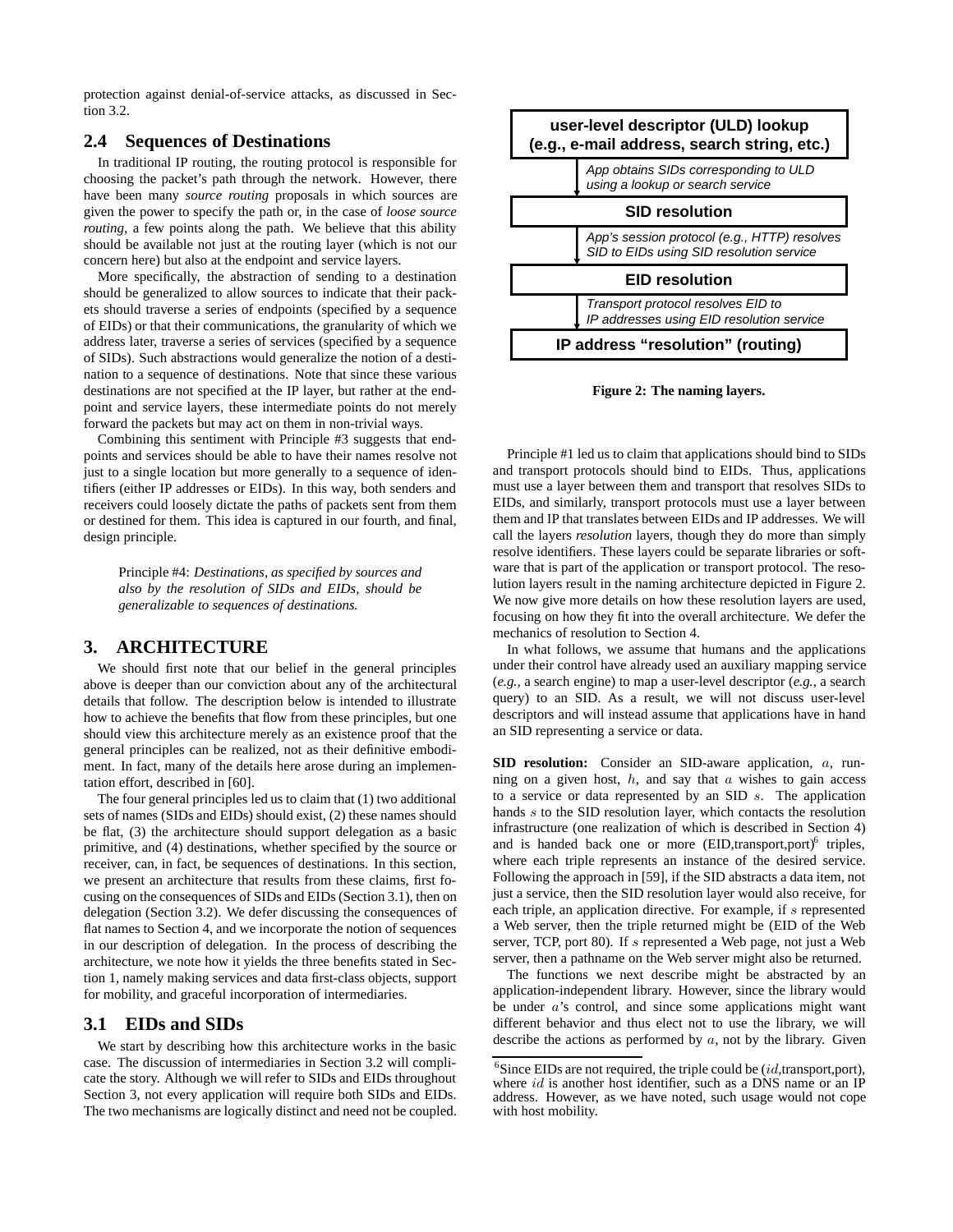protection against denial-of-service attacks, as discussed in Section 3.2.

### 2.4 Sequences of Destinations

In traditional IP routing, the routing protocol is responsible for choosing the packet's path through the network. However, there have been many *source routing* proposals in which sources are given the power to specify the path or, in the case of *loose source routing*, a few points along the path. We believe that this ability should be available not just at the routing layer (which is not our concern here) but also at the endpoint and service layers.

More specifically, the abstraction of sending to a destination should be generalized to allow sources to indicate that their packets should traverse a series of endpoints (specified by a sequence of EIDs) or that their communications, the granularity of which we address later, traverse a series of services (specified by a sequence of SIDs). Such abstractions would generalize the notion of a destination to a sequence of destinations. Note that since these various destinations are not specified at the IP layer, but rather at the endpoint and service layers, these intermediate points do not merely forward the packets but may act on them in non-trivial ways.

Combining this sentiment with Principle #3 suggests that endpoints and services should be able to have their names resolve not just to a single location but more generally to a sequence of identifiers (either IP addresses or EIDs). In this way, both senders and receivers could loosely dictate the paths of packets sent from them or destined for them. This idea is captured in our fourth, and final, design principle.

> Principle #4: *Destinations, as specified by sources and also by the resolution of SIDs and EIDs, should be generalizable to sequences of destinations.*

## 3. ARCHITECTURE

We should first note that our belief in the general principles above is deeper than our conviction about any of the architectural details that follow. The description below is intended to illustrate how to achieve the benefits that flow from these principles, but one should view this architecture merely as an existence proof that the general principles can be realized, not as their definitive embodiment. In fact, many of the details here arose during an implementation effort, described in [60].

The four general principles led us to claim that (1) two additional sets of names (SIDs and EIDs) should exist, (2) these names should be flat, (3) the architecture should support delegation as a basic primitive, and (4) destinations, whether specified by the source or receiver, can, in fact, be sequences of destinations. In this section, we present an architecture that results from these claims, first focusing on the consequences of SIDs and EIDs (Section 3.1), then on delegation (Section 3.2). We defer discussing the consequences of flat names to Section 4, and we incorporate the notion of sequences in our description of delegation. In the process of describing the architecture, we note how it yields the three benefits stated in Section 1, namely making services and data first-class objects, support for mobility, and graceful incorporation of intermediaries.

### 3.1 EIDs and SIDs

We start by describing how this architecture works in the basic case. The discussion of intermediaries in Section 3.2 will complicate the story. Although we will refer to SIDs and EIDs throughout Section 3, not every application will require both SIDs and EIDs. The two mechanisms are logically distinct and need not be coupled.

**user-level descriptor (ULD) lookup (e.g., e-mail address, search string, etc.)**

*App obtains SIDs corresponding to ULD using a lookup or search service*

**SID resolution**

*App's session protocol (e.g., HTTP) resolves SID to EIDs using SID resolution service*

**EID resolution**

*Transport protocol resolves EID to IP addresses using EID resolution service*

**IP address "resolution" (routing)**

**Figure 2: The naming layers.**

Principle #1 led us to claim that applications should bind to SIDs and transport protocols should bind to EIDs. Thus, applications must use a layer between them and transport that resolves SIDs to EIDs, and similarly, transport protocols must use a layer between them and IP that translates between EIDs and IP addresses. We will call the layers *resolution* layers, though they do more than simply resolve identifiers. These layers could be separate libraries or software that is part of the application or transport protocol. The resolution layers result in the naming architecture depicted in Figure 2. We now give more details on how these resolution layers are used, focusing on how they fit into the overall architecture. We defer the mechanics of resolution to Section 4.

In what follows, we assume that humans and the applications under their control have already used an auxiliary mapping service (*e.g.*, a search engine) to map a user-level descriptor (*e.g.*, a search query) to an SID. As a result, we will not discuss user-level descriptors and will instead assume that applications have in hand an SID representing a service or data.

**SID resolution:** Consider an SID-aware application, $a$, running on a given host, $h$, and say that $a$ wishes to gain access to a service or data represented by an SID $s$. The application hands $s$ to the SID resolution layer, which contacts the resolution infrastructure (one realization of which is described in Section 4) and is handed back one or more (EID,transport,port)[6] triples, where each triple represents an instance of the desired service. Following the approach in [59], if the SID abstracts a data item, not just a service, then the SID resolution layer would also receive, for each triple, an application directive. For example, if $s$ represented a Web server, then the triple returned might be (EID of the Web server, TCP, port 80). If $s$ represented a Web page, not just a Web server, then a pathname on the Web server might also be returned.

The functions we next describe might be abstracted by an application-independent library. However, since the library would be under $a$'s control, and since some applications might want different behavior and thus elect not to use the library, we will describe the actions as performed by $a$, not by the library. Given

[6]Since EIDs are not required, the triple could be ($id$,transport,port), where $id$ is another host identifier, such as a DNS name or an IP address. However, as we have noted, such usage would not cope with host mobility.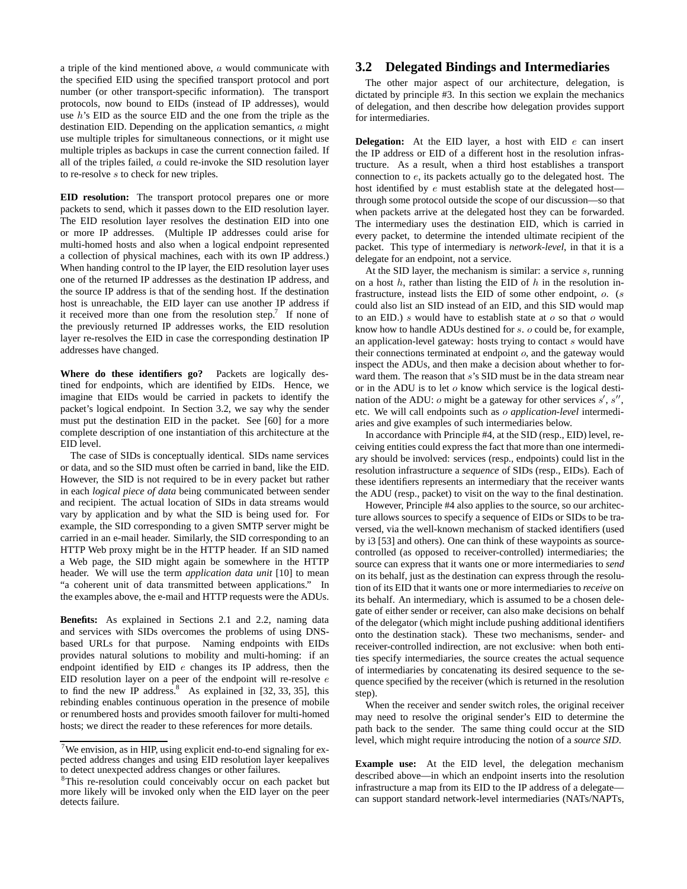a triple of the kind mentioned above, $a$ would communicate with the specified EID using the specified transport protocol and port number (or other transport-specific information). The transport protocols, now bound to EIDs (instead of IP addresses), would use $h$'s EID as the source EID and the one from the triple as the destination EID. Depending on the application semantics, $a$ might use multiple triples for simultaneous connections, or it might use multiple triples as backups in case the current connection failed. If all of the triples failed, $a$ could re-invoke the SID resolution layer to re-resolve $s$ to check for new triples.

**EID resolution:** The transport protocol prepares one or more packets to send, which it passes down to the EID resolution layer. The EID resolution layer resolves the destination EID into one or more IP addresses. (Multiple IP addresses could arise for multi-homed hosts and also when a logical endpoint represented a collection of physical machines, each with its own IP address.) When handing control to the IP layer, the EID resolution layer uses one of the returned IP addresses as the destination IP address, and the source IP address is that of the sending host. If the destination host is unreachable, the EID layer can use another IP address if it received more than one from the resolution step.[7] If none of the previously returned IP addresses works, the EID resolution layer re-resolves the EID in case the corresponding destination IP addresses have changed.

**Where do these identifiers go?** Packets are logically destined for endpoints, which are identified by EIDs. Hence, we imagine that EIDs would be carried in packets to identify the packet's logical endpoint. In Section 3.2, we say why the sender must put the destination EID in the packet. See [60] for a more complete description of one instantiation of this architecture at the EID level.

The case of SIDs is conceptually identical. SIDs name services or data, and so the SID must often be carried in band, like the EID. However, the SID is not required to be in every packet but rather in each *logical piece of data* being communicated between sender and recipient. The actual location of SIDs in data streams would vary by application and by what the SID is being used for. For example, the SID corresponding to a given SMTP server might be carried in an e-mail header. Similarly, the SID corresponding to an HTTP Web proxy might be in the HTTP header. If an SID named a Web page, the SID might again be somewhere in the HTTP header. We will use the term *application data unit* [10] to mean "a coherent unit of data transmitted between applications." In the examples above, the e-mail and HTTP requests were the ADUs.

**Benefits:** As explained in Sections 2.1 and 2.2, naming data and services with SIDs overcomes the problems of using DNS-based URLs for that purpose. Naming endpoints with EIDs provides natural solutions to mobility and multi-homing: if an endpoint identified by EID $e$ changes its IP address, then the EID resolution layer on a peer of the endpoint will re-resolve $e$ to find the new IP address.[8] As explained in [32, 33, 35], this rebinding enables continuous operation in the presence of mobile or renumbered hosts and provides smooth failover for multi-homed hosts; we direct the reader to these references for more details.

[7] We envision, as in HIP, using explicit end-to-end signaling for expected address changes and using EID resolution layer keepalives to detect unexpected address changes or other failures.

[8] This re-resolution could conceivably occur on each packet but more likely will be invoked only when the EID layer on the peer detects failure.

## 3.2 Delegated Bindings and Intermediaries

The other major aspect of our architecture, delegation, is dictated by principle #3. In this section we explain the mechanics of delegation, and then describe how delegation provides support for intermediaries.

**Delegation:** At the EID layer, a host with EID $e$ can insert the IP address or EID of a different host in the resolution infrastructure. As a result, when a third host establishes a transport connection to $e$, its packets actually go to the delegated host. The host identified by $e$ must establish state at the delegated host—through some protocol outside the scope of our discussion—so that when packets arrive at the delegated host they can be forwarded. The intermediary uses the destination EID, which is carried in every packet, to determine the intended ultimate recipient of the packet. This type of intermediary is *network-level*, in that it is a delegate for an endpoint, not a service.

At the SID layer, the mechanism is similar: a service $s$, running on a host $h$, rather than listing the EID of $h$ in the resolution infrastructure, instead lists the EID of some other endpoint, $o$. ($s$ could also list an SID instead of an EID, and this SID would map to an EID.) $s$ would have to establish state at $o$ so that $o$ would know how to handle ADUs destined for $s$. $o$ could be, for example, an application-level gateway: hosts trying to contact $s$ would have their connections terminated at endpoint $o$, and the gateway would inspect the ADUs, and then make a decision about whether to forward them. The reason that $s$'s SID must be in the data stream near or in the ADU is to let $o$ know which service is the logical destination of the ADU: $o$ might be a gateway for other services $s'$, $s''$, etc. We will call endpoints such as $o$ *application-level* intermediaries and give examples of such intermediaries below.

In accordance with Principle #4, at the SID (resp., EID) level, receiving entities could express the fact that more than one intermediary should be involved: services (resp., endpoints) could list in the resolution infrastructure a *sequence* of SIDs (resp., EIDs). Each of these identifiers represents an intermediary that the receiver wants the ADU (resp., packet) to visit on the way to the final destination.

However, Principle #4 also applies to the source, so our architecture allows sources to specify a sequence of EIDs or SIDs to be traversed, via the well-known mechanism of stacked identifiers (used by i3 [53] and others). One can think of these waypoints as source-controlled (as opposed to receiver-controlled) intermediaries; the source can express that it wants one or more intermediaries to *send* on its behalf, just as the destination can express through the resolution of its EID that it wants one or more intermediaries to *receive* on its behalf. An intermediary, which is assumed to be a chosen delegate of either sender or receiver, can also make decisions on behalf of the delegator (which might include pushing additional identifiers onto the destination stack). These two mechanisms, sender- and receiver-controlled indirection, are not exclusive: when both entities specify intermediaries, the source creates the actual sequence of intermediaries by concatenating its desired sequence to the sequence specified by the receiver (which is returned in the resolution step).

When the receiver and sender switch roles, the original receiver may need to resolve the original sender's EID to determine the path back to the sender. The same thing could occur at the SID level, which might require introducing the notion of a *source SID*.

**Example use:** At the EID level, the delegation mechanism described above—in which an endpoint inserts into the resolution infrastructure a map from its EID to the IP address of a delegate—can support standard network-level intermediaries (NATs/NAPTs,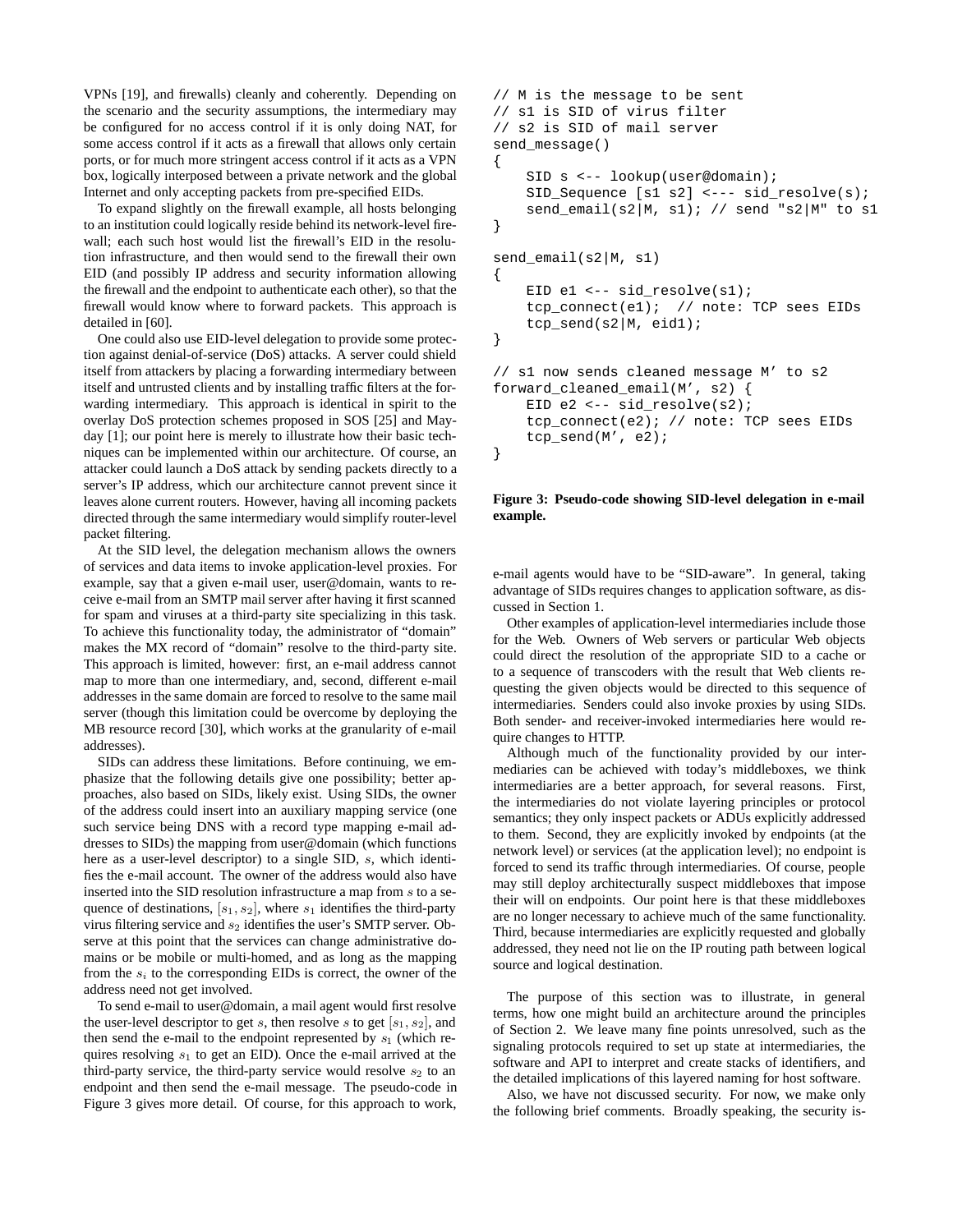VPNs [19], and firewalls) cleanly and coherently. Depending on the scenario and the security assumptions, the intermediary may be configured for no access control if it is only doing NAT, for some access control if it acts as a firewall that allows only certain ports, or for much more stringent access control if it acts as a VPN box, logically interposed between a private network and the global Internet and only accepting packets from pre-specified EIDs.

To expand slightly on the firewall example, all hosts belonging to an institution could logically reside behind its network-level firewall; each such host would list the firewall's EID in the resolution infrastructure, and then would send to the firewall their own EID (and possibly IP address and security information allowing the firewall and the endpoint to authenticate each other), so that the firewall would know where to forward packets. This approach is detailed in [60].

One could also use EID-level delegation to provide some protection against denial-of-service (DoS) attacks. A server could shield itself from attackers by placing a forwarding intermediary between itself and untrusted clients and by installing traffic filters at the forwarding intermediary. This approach is identical in spirit to the overlay DoS protection schemes proposed in SOS [25] and Mayday [1]; our point here is merely to illustrate how their basic techniques can be implemented within our architecture. Of course, an attacker could launch a DoS attack by sending packets directly to a server's IP address, which our architecture cannot prevent since it leaves alone current routers. However, having all incoming packets directed through the same intermediary would simplify router-level packet filtering.

At the SID level, the delegation mechanism allows the owners of services and data items to invoke application-level proxies. For example, say that a given e-mail user, user@domain, wants to receive e-mail from an SMTP mail server after having it first scanned for spam and viruses at a third-party site specializing in this task. To achieve this functionality today, the administrator of "domain" makes the MX record of "domain" resolve to the third-party site. This approach is limited, however: first, an e-mail address cannot map to more than one intermediary, and, second, different e-mail addresses in the same domain are forced to resolve to the same mail server (though this limitation could be overcome by deploying the MB resource record [30], which works at the granularity of e-mail addresses).

SIDs can address these limitations. Before continuing, we emphasize that the following details give one possibility; better approaches, also based on SIDs, likely exist. Using SIDs, the owner of the address could insert into an auxiliary mapping service (one such service being DNS with a record type mapping e-mail addresses to SIDs) the mapping from user@domain (which functions here as a user-level descriptor) to a single SID, $s$, which identifies the e-mail account. The owner of the address would also have inserted into the SID resolution infrastructure a map from $s$ to a sequence of destinations, $[s_1, s_2]$, where $s_1$ identifies the third-party virus filtering service and $s_2$ identifies the user's SMTP server. Observe at this point that the services can change administrative domains or be mobile or multi-homed, and as long as the mapping from the $s_i$ to the corresponding EIDs is correct, the owner of the address need not get involved.

To send e-mail to user@domain, a mail agent would first resolve the user-level descriptor to get $s$, then resolve $s$ to get $[s_1, s_2]$, and then send the e-mail to the endpoint represented by $s_1$ (which requires resolving $s_1$ to get an EID). Once the e-mail arrived at the third-party service, the third-party service would resolve $s_2$ to an endpoint and then send the e-mail message. The pseudo-code in Figure 3 gives more detail. Of course, for this approach to work,

```
// M is the message to be sent
// s1 is SID of virus filter
// s2 is SID of mail server
send_message()
{
    SID s <-- lookup(user@domain);
    SID_Sequence [s1 s2] <--- sid_resolve(s);
    send_email(s2|M, s1); // send "s2|M" to s1
}

send_email(s2|M, s1)
{
    EID e1 <-- sid_resolve(s1);
    tcp_connect(e1);  // note: TCP sees EIDs
    tcp_send(s2|M, eid1);
}

// s1 now sends cleaned message M' to s2
forward_cleaned_email(M', s2) {
    EID e2 <-- sid_resolve(s2);
    tcp_connect(e2); // note: TCP sees EIDs
    tcp_send(M', e2);
}
```

**Figure 3: Pseudo-code showing SID-level delegation in e-mail example.**

e-mail agents would have to be "SID-aware". In general, taking advantage of SIDs requires changes to application software, as discussed in Section 1.

Other examples of application-level intermediaries include those for the Web. Owners of Web servers or particular Web objects could direct the resolution of the appropriate SID to a cache or to a sequence of transcoders with the result that Web clients requesting the given objects would be directed to this sequence of intermediaries. Senders could also invoke proxies by using SIDs. Both sender- and receiver-invoked intermediaries here would require changes to HTTP.

Although much of the functionality provided by our intermediaries can be achieved with today's middleboxes, we think intermediaries are a better approach, for several reasons. First, the intermediaries do not violate layering principles or protocol semantics; they only inspect packets or ADUs explicitly addressed to them. Second, they are explicitly invoked by endpoints (at the network level) or services (at the application level); no endpoint is forced to send its traffic through intermediaries. Of course, people may still deploy architecturally suspect middleboxes that impose their will on endpoints. Our point here is that these middleboxes are no longer necessary to achieve much of the same functionality. Third, because intermediaries are explicitly requested and globally addressed, they need not lie on the IP routing path between logical source and logical destination.

The purpose of this section was to illustrate, in general terms, how one might build an architecture around the principles of Section 2. We leave many fine points unresolved, such as the signaling protocols required to set up state at intermediaries, the software and API to interpret and create stacks of identifiers, and the detailed implications of this layered naming for host software.

Also, we have not discussed security. For now, we make only the following brief comments. Broadly speaking, the security is-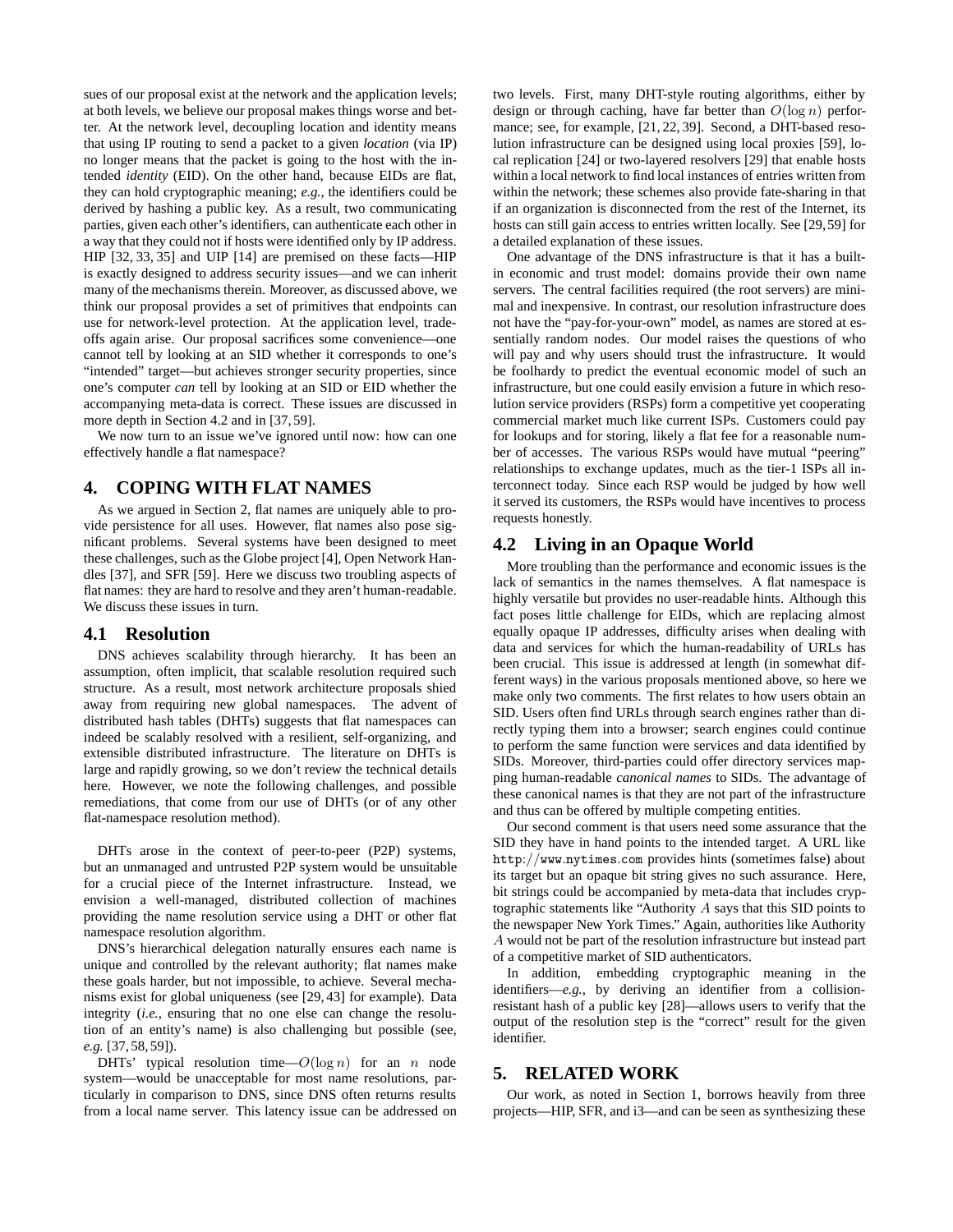sues of our proposal exist at the network and the application levels; at both levels, we believe our proposal makes things worse and better. At the network level, decoupling location and identity means that using IP routing to send a packet to a given *location* (via IP) no longer means that the packet is going to the host with the intended *identity* (EID). On the other hand, because EIDs are flat, they can hold cryptographic meaning; *e.g.*, the identifiers could be derived by hashing a public key. As a result, two communicating parties, given each other's identifiers, can authenticate each other in a way that they could not if hosts were identified only by IP address. HIP [32, 33, 35] and UIP [14] are premised on these facts—HIP is exactly designed to address security issues—and we can inherit many of the mechanisms therein. Moreover, as discussed above, we think our proposal provides a set of primitives that endpoints can use for network-level protection. At the application level, tradeoffs again arise. Our proposal sacrifices some convenience—one cannot tell by looking at an SID whether it corresponds to one's "intended" target—but achieves stronger security properties, since one's computer *can* tell by looking at an SID or EID whether the accompanying meta-data is correct. These issues are discussed in more depth in Section 4.2 and in [37, 59].

We now turn to an issue we've ignored until now: how can one effectively handle a flat namespace?

# 4. COPING WITH FLAT NAMES

As we argued in Section 2, flat names are uniquely able to provide persistence for all uses. However, flat names also pose significant problems. Several systems have been designed to meet these challenges, such as the Globe project [4], Open Network Handles [37], and SFR [59]. Here we discuss two troubling aspects of flat names: they are hard to resolve and they aren't human-readable. We discuss these issues in turn.

## 4.1 Resolution

DNS achieves scalability through hierarchy. It has been an assumption, often implicit, that scalable resolution required such structure. As a result, most network architecture proposals shied away from requiring new global namespaces. The advent of distributed hash tables (DHTs) suggests that flat namespaces can indeed be scalably resolved with a resilient, self-organizing, and extensible distributed infrastructure. The literature on DHTs is large and rapidly growing, so we don't review the technical details here. However, we note the following challenges, and possible remediations, that come from our use of DHTs (or of any other flat-namespace resolution method).

DHTs arose in the context of peer-to-peer (P2P) systems, but an unmanaged and untrusted P2P system would be unsuitable for a crucial piece of the Internet infrastructure. Instead, we envision a well-managed, distributed collection of machines providing the name resolution service using a DHT or other flat namespace resolution algorithm.

DNS's hierarchical delegation naturally ensures each name is unique and controlled by the relevant authority; flat names make these goals harder, but not impossible, to achieve. Several mechanisms exist for global uniqueness (see [29, 43] for example). Data integrity (*i.e.*, ensuring that no one else can change the resolution of an entity's name) is also challenging but possible (see, *e.g.* [37, 58, 59]).

DHTs' typical resolution time—$O(\log n)$ for an $n$ node system—would be unacceptable for most name resolutions, particularly in comparison to DNS, since DNS often returns results from a local name server. This latency issue can be addressed on two levels. First, many DHT-style routing algorithms, either by design or through caching, have far better than $O(\log n)$ performance; see, for example, [21, 22, 39]. Second, a DHT-based resolution infrastructure can be designed using local proxies [59], local replication [24] or two-layered resolvers [29] that enable hosts within a local network to find local instances of entries written from within the network; these schemes also provide fate-sharing in that if an organization is disconnected from the rest of the Internet, its hosts can still gain access to entries written locally. See [29, 59] for a detailed explanation of these issues.

One advantage of the DNS infrastructure is that it has a built-in economic and trust model: domains provide their own name servers. The central facilities required (the root servers) are minimal and inexpensive. In contrast, our resolution infrastructure does not have the "pay-for-your-own" model, as names are stored at essentially random nodes. Our model raises the questions of who will pay and why users should trust the infrastructure. It would be foolhardy to predict the eventual economic model of such an infrastructure, but one could easily envision a future in which resolution service providers (RSPs) form a competitive yet cooperating commercial market much like current ISPs. Customers could pay for lookups and for storing, likely a flat fee for a reasonable number of accesses. The various RSPs would have mutual "peering" relationships to exchange updates, much as the tier-1 ISPs all interconnect today. Since each RSP would be judged by how well it served its customers, the RSPs would have incentives to process requests honestly.

## 4.2 Living in an Opaque World

More troubling than the performance and economic issues is the lack of semantics in the names themselves. A flat namespace is highly versatile but provides no user-readable hints. Although this fact poses little challenge for EIDs, which are replacing almost equally opaque IP addresses, difficulty arises when dealing with data and services for which the human-readability of URLs has been crucial. This issue is addressed at length (in somewhat different ways) in the various proposals mentioned above, so here we make only two comments. The first relates to how users obtain an SID. Users often find URLs through search engines rather than directly typing them into a browser; search engines could continue to perform the same function were services and data identified by SIDs. Moreover, third-parties could offer directory services mapping human-readable *canonical names* to SIDs. The advantage of these canonical names is that they are not part of the infrastructure and thus can be offered by multiple competing entities.

Our second comment is that users need some assurance that the SID they have in hand points to the intended target. A URL like `http://www.nytimes.com` provides hints (sometimes false) about its target but an opaque bit string gives no such assurance. Here, bit strings could be accompanied by meta-data that includes cryptographic statements like "Authority $A$ says that this SID points to the newspaper New York Times." Again, authorities like Authority $A$ would not be part of the resolution infrastructure but instead part of a competitive market of SID authenticators.

In addition, embedding cryptographic meaning in the identifiers—*e.g.*, by deriving an identifier from a collision-resistant hash of a public key [28]—allows users to verify that the output of the resolution step is the "correct" result for the given identifier.

# 5. RELATED WORK

Our work, as noted in Section 1, borrows heavily from three projects—HIP, SFR, and i3—and can be seen as synthesizing these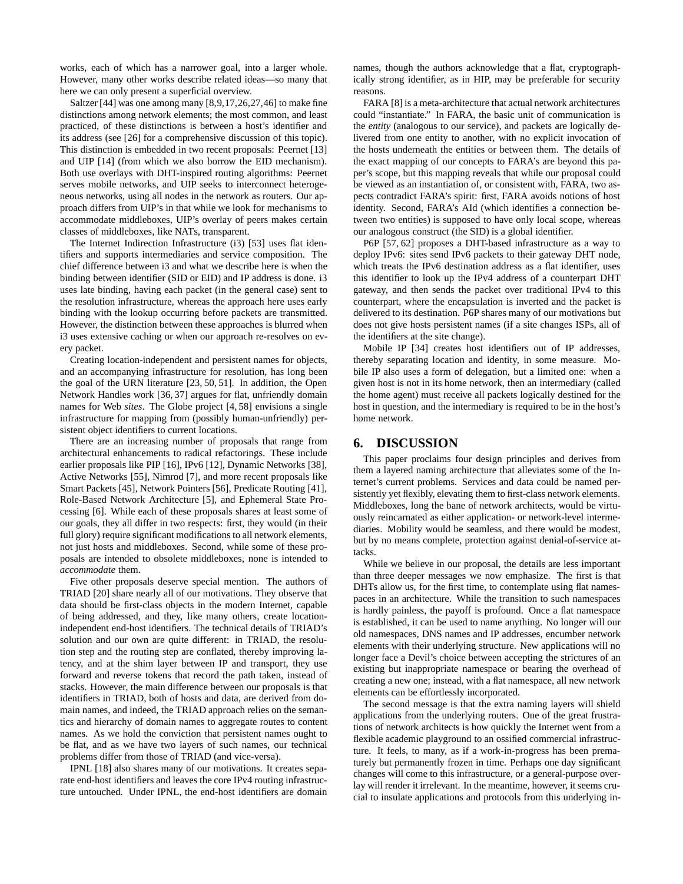works, each of which has a narrower goal, into a larger whole. However, many other works describe related ideas—so many that here we can only present a superficial overview.

Saltzer [44] was one among many [8,9,17,26,27,46] to make fine distinctions among network elements; the most common, and least practiced, of these distinctions is between a host's identifier and its address (see [26] for a comprehensive discussion of this topic). This distinction is embedded in two recent proposals: Peernet [13] and UIP [14] (from which we also borrow the EID mechanism). Both use overlays with DHT-inspired routing algorithms: Peernet serves mobile networks, and UIP seeks to interconnect heterogeneous networks, using all nodes in the network as routers. Our approach differs from UIP's in that while we look for mechanisms to accommodate middleboxes, UIP's overlay of peers makes certain classes of middleboxes, like NATs, transparent.

The Internet Indirection Infrastructure (i3) [53] uses flat identifiers and supports intermediaries and service composition. The chief difference between i3 and what we describe here is when the binding between identifier (SID or EID) and IP address is done. i3 uses late binding, having each packet (in the general case) sent to the resolution infrastructure, whereas the approach here uses early binding with the lookup occurring before packets are transmitted. However, the distinction between these approaches is blurred when i3 uses extensive caching or when our approach re-resolves on every packet.

Creating location-independent and persistent names for objects, and an accompanying infrastructure for resolution, has long been the goal of the URN literature [23, 50, 51]. In addition, the Open Network Handles work [36, 37] argues for flat, unfriendly domain names for Web *sites*. The Globe project [4, 58] envisions a single infrastructure for mapping from (possibly human-unfriendly) persistent object identifiers to current locations.

There are an increasing number of proposals that range from architectural enhancements to radical refactorings. These include earlier proposals like PIP [16], IPv6 [12], Dynamic Networks [38], Active Networks [55], Nimrod [7], and more recent proposals like Smart Packets [45], Network Pointers [56], Predicate Routing [41], Role-Based Network Architecture [5], and Ephemeral State Processing [6]. While each of these proposals shares at least some of our goals, they all differ in two respects: first, they would (in their full glory) require significant modifications to all network elements, not just hosts and middleboxes. Second, while some of these proposals are intended to obsolete middleboxes, none is intended to *accommodate* them.

Five other proposals deserve special mention. The authors of TRIAD [20] share nearly all of our motivations. They observe that data should be first-class objects in the modern Internet, capable of being addressed, and they, like many others, create location-independent end-host identifiers. The technical details of TRIAD's solution and our own are quite different: in TRIAD, the resolution step and the routing step are conflated, thereby improving latency, and at the shim layer between IP and transport, they use forward and reverse tokens that record the path taken, instead of stacks. However, the main difference between our proposals is that identifiers in TRIAD, both of hosts and data, are derived from domain names, and indeed, the TRIAD approach relies on the semantics and hierarchy of domain names to aggregate routes to content names. As we hold the conviction that persistent names ought to be flat, and as we have two layers of such names, our technical problems differ from those of TRIAD (and vice-versa).

IPNL [18] also shares many of our motivations. It creates separate end-host identifiers and leaves the core IPv4 routing infrastructure untouched. Under IPNL, the end-host identifiers are domain names, though the authors acknowledge that a flat, cryptographically strong identifier, as in HIP, may be preferable for security reasons.

FARA [8] is a meta-architecture that actual network architectures could "instantiate." In FARA, the basic unit of communication is the *entity* (analogous to our service), and packets are logically delivered from one entity to another, with no explicit invocation of the hosts underneath the entities or between them. The details of the exact mapping of our concepts to FARA's are beyond this paper's scope, but this mapping reveals that while our proposal could be viewed as an instantiation of, or consistent with, FARA, two aspects contradict FARA's spirit: first, FARA avoids notions of host identity. Second, FARA's AId (which identifies a connection between two entities) is supposed to have only local scope, whereas our analogous construct (the SID) is a global identifier.

P6P [57, 62] proposes a DHT-based infrastructure as a way to deploy IPv6: sites send IPv6 packets to their gateway DHT node, which treats the IPv6 destination address as a flat identifier, uses this identifier to look up the IPv4 address of a counterpart DHT gateway, and then sends the packet over traditional IPv4 to this counterpart, where the encapsulation is inverted and the packet is delivered to its destination. P6P shares many of our motivations but does not give hosts persistent names (if a site changes ISPs, all of the identifiers at the site change).

Mobile IP [34] creates host identifiers out of IP addresses, thereby separating location and identity, in some measure. Mobile IP also uses a form of delegation, but a limited one: when a given host is not in its home network, then an intermediary (called the home agent) must receive all packets logically destined for the host in question, and the intermediary is required to be in the host's home network.

## 6. DISCUSSION

This paper proclaims four design principles and derives from them a layered naming architecture that alleviates some of the Internet's current problems. Services and data could be named persistently yet flexibly, elevating them to first-class network elements. Middleboxes, long the bane of network architects, would be virtuously reincarnated as either application- or network-level intermediaries. Mobility would be seamless, and there would be modest, but by no means complete, protection against denial-of-service attacks.

While we believe in our proposal, the details are less important than three deeper messages we now emphasize. The first is that DHTs allow us, for the first time, to contemplate using flat namespaces in an architecture. While the transition to such namespaces is hardly painless, the payoff is profound. Once a flat namespace is established, it can be used to name anything. No longer will our old namespaces, DNS names and IP addresses, encumber network elements with their underlying structure. New applications will no longer face a Devil's choice between accepting the strictures of an existing but inappropriate namespace or bearing the overhead of creating a new one; instead, with a flat namespace, all new network elements can be effortlessly incorporated.

The second message is that the extra naming layers will shield applications from the underlying routers. One of the great frustrations of network architects is how quickly the Internet went from a flexible academic playground to an ossified commercial infrastructure. It feels, to many, as if a work-in-progress has been prematurely but permanently frozen in time. Perhaps one day significant changes will come to this infrastructure, or a general-purpose overlay will render it irrelevant. In the meantime, however, it seems crucial to insulate applications and protocols from this underlying in-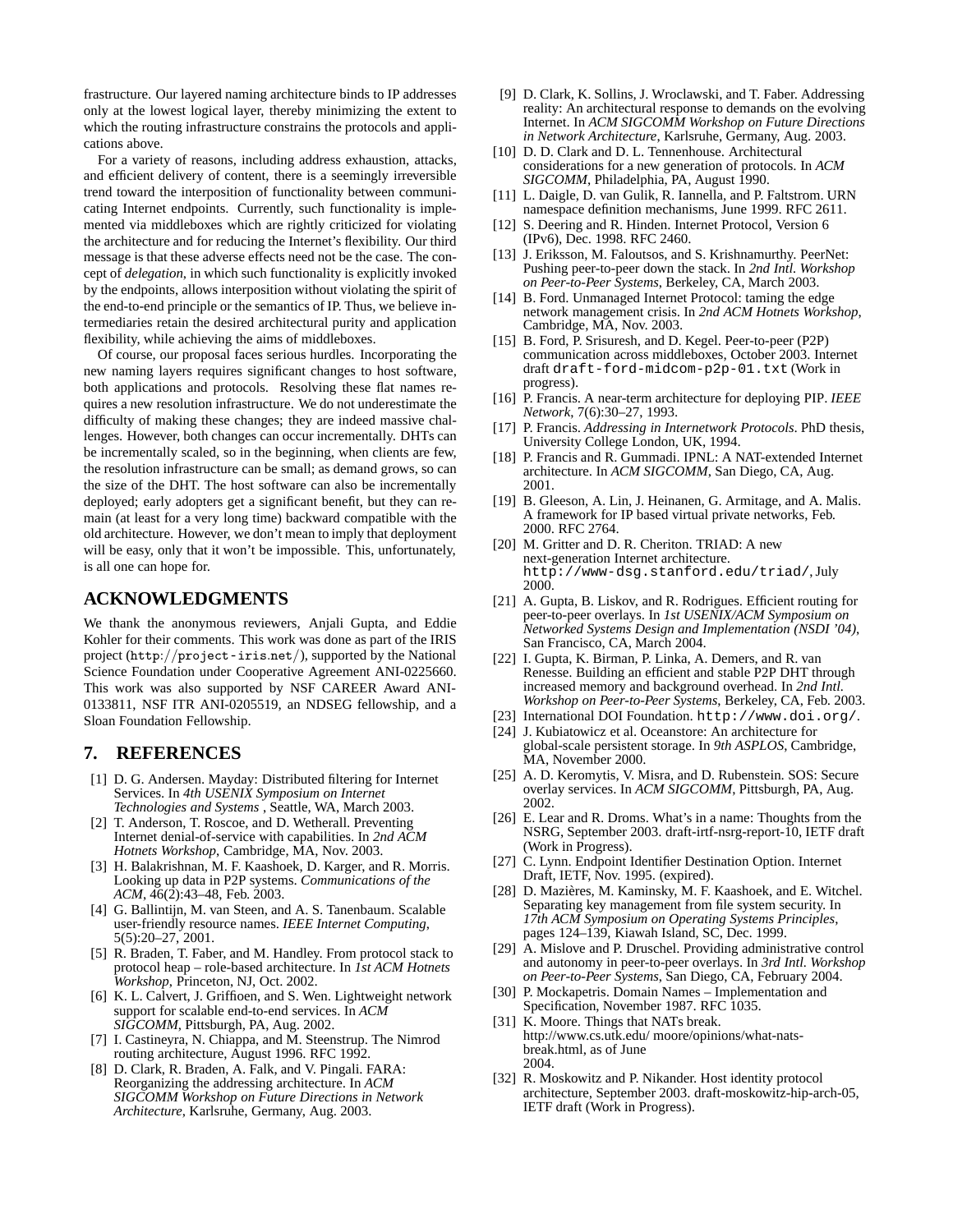frastructure. Our layered naming architecture binds to IP addresses only at the lowest logical layer, thereby minimizing the extent to which the routing infrastructure constrains the protocols and applications above.

For a variety of reasons, including address exhaustion, attacks, and efficient delivery of content, there is a seemingly irreversible trend toward the interposition of functionality between communicating Internet endpoints. Currently, such functionality is implemented via middleboxes which are rightly criticized for violating the architecture and for reducing the Internet's flexibility. Our third message is that these adverse effects need not be the case. The concept of *delegation*, in which such functionality is explicitly invoked by the endpoints, allows interposition without violating the spirit of the end-to-end principle or the semantics of IP. Thus, we believe intermediaries retain the desired architectural purity and application flexibility, while achieving the aims of middleboxes.

Of course, our proposal faces serious hurdles. Incorporating the new naming layers requires significant changes to host software, both applications and protocols. Resolving these flat names requires a new resolution infrastructure. We do not underestimate the difficulty of making these changes; they are indeed massive challenges. However, both changes can occur incrementally. DHTs can be incrementally scaled, so in the beginning, when clients are few, the resolution infrastructure can be small; as demand grows, so can the size of the DHT. The host software can also be incrementally deployed; early adopters get a significant benefit, but they can remain (at least for a very long time) backward compatible with the old architecture. However, we don't mean to imply that deployment will be easy, only that it won't be impossible. This, unfortunately, is all one can hope for.

## ACKNOWLEDGMENTS

We thank the anonymous reviewers, Anjali Gupta, and Eddie Kohler for their comments. This work was done as part of the IRIS project (`http://project-iris.net/`), supported by the National Science Foundation under Cooperative Agreement ANI-0225660. This work was also supported by NSF CAREER Award ANI-0133811, NSF ITR ANI-0205519, an NDSEG fellowship, and a Sloan Foundation Fellowship.

## 7. REFERENCES

[1] D. G. Andersen. Mayday: Distributed filtering for Internet Services. In *4th USENIX Symposium on Internet Technologies and Systems* , Seattle, WA, March 2003.

[2] T. Anderson, T. Roscoe, and D. Wetherall. Preventing Internet denial-of-service with capabilities. In *2nd ACM Hotnets Workshop*, Cambridge, MA, Nov. 2003.

[3] H. Balakrishnan, M. F. Kaashoek, D. Karger, and R. Morris. Looking up data in P2P systems. *Communications of the ACM*, 46(2):43–48, Feb. 2003.

[4] G. Ballintijn, M. van Steen, and A. S. Tanenbaum. Scalable user-friendly resource names. *IEEE Internet Computing*, 5(5):20–27, 2001.

[5] R. Braden, T. Faber, and M. Handley. From protocol stack to protocol heap – role-based architecture. In *1st ACM Hotnets Workshop*, Princeton, NJ, Oct. 2002.

[6] K. L. Calvert, J. Griffioen, and S. Wen. Lightweight network support for scalable end-to-end services. In *ACM SIGCOMM*, Pittsburgh, PA, Aug. 2002.

[7] I. Castineyra, N. Chiappa, and M. Steenstrup. The Nimrod routing architecture, August 1996. RFC 1992.

[8] D. Clark, R. Braden, A. Falk, and V. Pingali. FARA: Reorganizing the addressing architecture. In *ACM SIGCOMM Workshop on Future Directions in Network Architecture*, Karlsruhe, Germany, Aug. 2003.

[9] D. Clark, K. Sollins, J. Wroclawski, and T. Faber. Addressing reality: An architectural response to demands on the evolving Internet. In *ACM SIGCOMM Workshop on Future Directions in Network Architecture*, Karlsruhe, Germany, Aug. 2003.

[10] D. D. Clark and D. L. Tennenhouse. Architectural considerations for a new generation of protocols. In *ACM SIGCOMM*, Philadelphia, PA, August 1990.

[11] L. Daigle, D. van Gulik, R. Iannella, and P. Faltstrom. URN namespace definition mechanisms, June 1999. RFC 2611.

[12] S. Deering and R. Hinden. Internet Protocol, Version 6 (IPv6), Dec. 1998. RFC 2460.

[13] J. Eriksson, M. Faloutsos, and S. Krishnamurthy. PeerNet: Pushing peer-to-peer down the stack. In *2nd Intl. Workshop on Peer-to-Peer Systems*, Berkeley, CA, March 2003.

[14] B. Ford. Unmanaged Internet Protocol: taming the edge network management crisis. In *2nd ACM Hotnets Workshop*, Cambridge, MA, Nov. 2003.

[15] B. Ford, P. Srisuresh, and D. Kegel. Peer-to-peer (P2P) communication across middleboxes, October 2003. Internet draft `draft-ford-midcom-p2p-01.txt` (Work in progress).

[16] P. Francis. A near-term architecture for deploying PIP. *IEEE Network*, 7(6):30–27, 1993.

[17] P. Francis. *Addressing in Internetwork Protocols*. PhD thesis, University College London, UK, 1994.

[18] P. Francis and R. Gummadi. IPNL: A NAT-extended Internet architecture. In *ACM SIGCOMM*, San Diego, CA, Aug. 2001.

[19] B. Gleeson, A. Lin, J. Heinanen, G. Armitage, and A. Malis. A framework for IP based virtual private networks, Feb. 2000. RFC 2764.

[20] M. Gritter and D. R. Cheriton. TRIAD: A new next-generation Internet architecture. `http://www-dsg.stanford.edu/triad/`, July 2000.

[21] A. Gupta, B. Liskov, and R. Rodrigues. Efficient routing for peer-to-peer overlays. In *1st USENIX/ACM Symposium on Networked Systems Design and Implementation (NSDI '04)*, San Francisco, CA, March 2004.

[22] I. Gupta, K. Birman, P. Linka, A. Demers, and R. van Renesse. Building an efficient and stable P2P DHT through increased memory and background overhead. In *2nd Intl. Workshop on Peer-to-Peer Systems*, Berkeley, CA, Feb. 2003.

[23] International DOI Foundation. `http://www.doi.org/`.

[24] J. Kubiatowicz et al. Oceanstore: An architecture for global-scale persistent storage. In *9th ASPLOS*, Cambridge, MA, November 2000.

[25] A. D. Keromytis, V. Misra, and D. Rubenstein. SOS: Secure overlay services. In *ACM SIGCOMM*, Pittsburgh, PA, Aug. 2002.

[26] E. Lear and R. Droms. What's in a name: Thoughts from the NSRG, September 2003. draft-irtf-nsrg-report-10, IETF draft (Work in Progress).

[27] C. Lynn. Endpoint Identifier Destination Option. Internet Draft, IETF, Nov. 1995. (expired).

[28] D. Mazières, M. Kaminsky, M. F. Kaashoek, and E. Witchel. Separating key management from file system security. In *17th ACM Symposium on Operating Systems Principles*, pages 124–139, Kiawah Island, SC, Dec. 1999.

[29] A. Mislove and P. Druschel. Providing administrative control and autonomy in peer-to-peer overlays. In *3rd Intl. Workshop on Peer-to-Peer Systems*, San Diego, CA, February 2004.

[30] P. Mockapetris. Domain Names – Implementation and Specification, November 1987. RFC 1035.

[31] K. Moore. Things that NATs break. http://www.cs.utk.edu/ moore/opinions/what-nats-break.html, as of June 2004.

[32] R. Moskowitz and P. Nikander. Host identity protocol architecture, September 2003. draft-moskowitz-hip-arch-05, IETF draft (Work in Progress).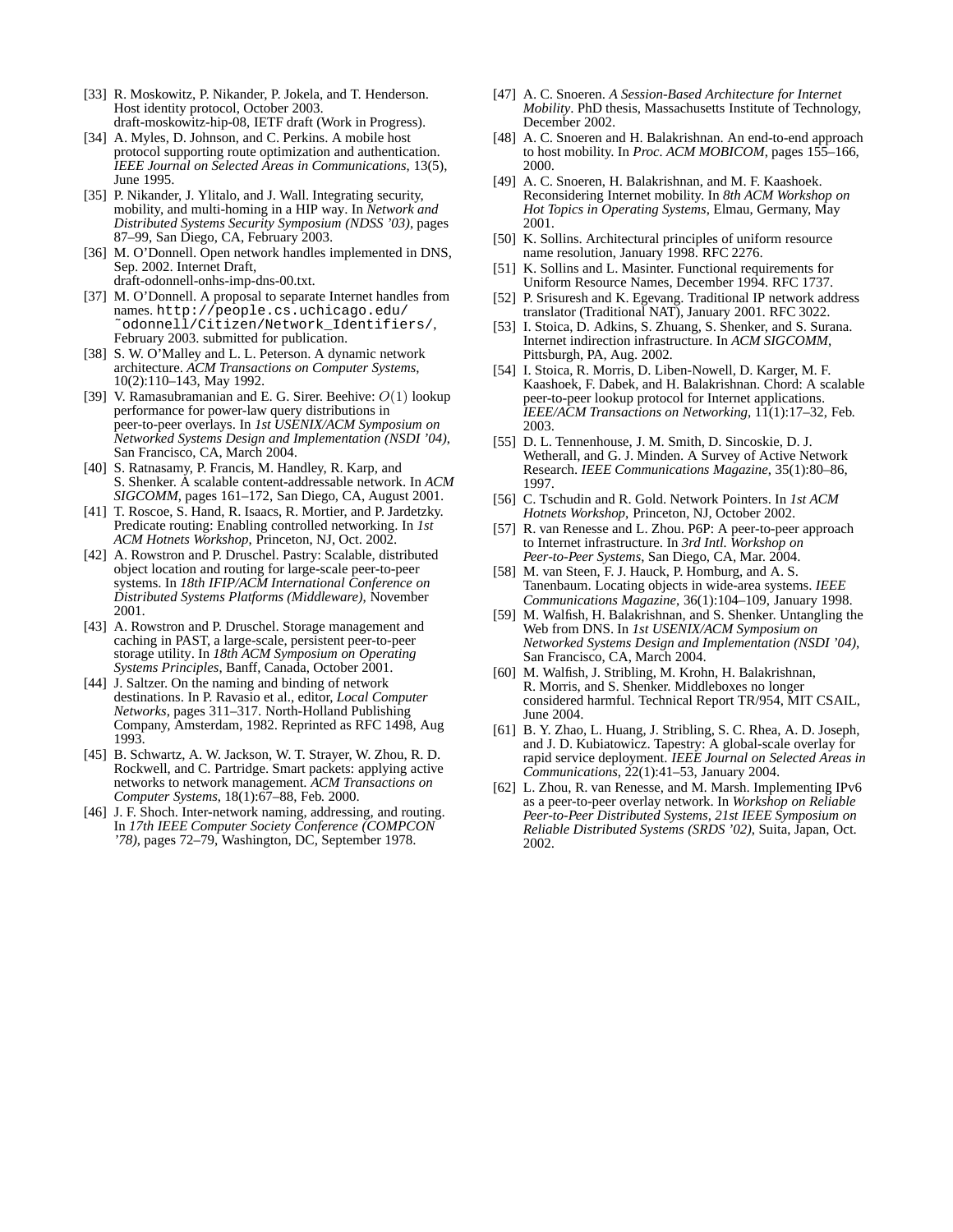[33] R. Moskowitz, P. Nikander, P. Jokela, and T. Henderson. Host identity protocol, October 2003. draft-moskowitz-hip-08, IETF draft (Work in Progress).

[34] A. Myles, D. Johnson, and C. Perkins. A mobile host protocol supporting route optimization and authentication. *IEEE Journal on Selected Areas in Communications*, 13(5), June 1995.

[35] P. Nikander, J. Ylitalo, and J. Wall. Integrating security, mobility, and multi-homing in a HIP way. In *Network and Distributed Systems Security Symposium (NDSS '03)*, pages 87–99, San Diego, CA, February 2003.

[36] M. O'Donnell. Open network handles implemented in DNS, Sep. 2002. Internet Draft, draft-odonnell-onhs-imp-dns-00.txt.

[37] M. O'Donnell. A proposal to separate Internet handles from names. `http://people.cs.uchicago.edu/~odonnell/Citizen/Network_Identifiers/`, February 2003. submitted for publication.

[38] S. W. O'Malley and L. L. Peterson. A dynamic network architecture. *ACM Transactions on Computer Systems*, 10(2):110–143, May 1992.

[39] V. Ramasubramanian and E. G. Sirer. Beehive: $O(1)$ lookup performance for power-law query distributions in peer-to-peer overlays. In *1st USENIX/ACM Symposium on Networked Systems Design and Implementation (NSDI '04)*, San Francisco, CA, March 2004.

[40] S. Ratnasamy, P. Francis, M. Handley, R. Karp, and S. Shenker. A scalable content-addressable network. In *ACM SIGCOMM*, pages 161–172, San Diego, CA, August 2001.

[41] T. Roscoe, S. Hand, R. Isaacs, R. Mortier, and P. Jardetzky. Predicate routing: Enabling controlled networking. In *1st ACM Hotnets Workshop*, Princeton, NJ, Oct. 2002.

[42] A. Rowstron and P. Druschel. Pastry: Scalable, distributed object location and routing for large-scale peer-to-peer systems. In *18th IFIP/ACM International Conference on Distributed Systems Platforms (Middleware)*, November 2001.

[43] A. Rowstron and P. Druschel. Storage management and caching in PAST, a large-scale, persistent peer-to-peer storage utility. In *18th ACM Symposium on Operating Systems Principles*, Banff, Canada, October 2001.

[44] J. Saltzer. On the naming and binding of network destinations. In P. Ravasio et al., editor, *Local Computer Networks*, pages 311–317. North-Holland Publishing Company, Amsterdam, 1982. Reprinted as RFC 1498, Aug 1993.

[45] B. Schwartz, A. W. Jackson, W. T. Strayer, W. Zhou, R. D. Rockwell, and C. Partridge. Smart packets: applying active networks to network management. *ACM Transactions on Computer Systems*, 18(1):67–88, Feb. 2000.

[46] J. F. Shoch. Inter-network naming, addressing, and routing. In *17th IEEE Computer Society Conference (COMPCON '78)*, pages 72–79, Washington, DC, September 1978.

[47] A. C. Snoeren. *A Session-Based Architecture for Internet Mobility*. PhD thesis, Massachusetts Institute of Technology, December 2002.

[48] A. C. Snoeren and H. Balakrishnan. An end-to-end approach to host mobility. In *Proc. ACM MOBICOM*, pages 155–166, 2000.

[49] A. C. Snoeren, H. Balakrishnan, and M. F. Kaashoek. Reconsidering Internet mobility. In *8th ACM Workshop on Hot Topics in Operating Systems*, Elmau, Germany, May 2001.

[50] K. Sollins. Architectural principles of uniform resource name resolution, January 1998. RFC 2276.

[51] K. Sollins and L. Masinter. Functional requirements for Uniform Resource Names, December 1994. RFC 1737.

[52] P. Srisuresh and K. Egevang. Traditional IP network address translator (Traditional NAT), January 2001. RFC 3022.

[53] I. Stoica, D. Adkins, S. Zhuang, S. Shenker, and S. Surana. Internet indirection infrastructure. In *ACM SIGCOMM*, Pittsburgh, PA, Aug. 2002.

[54] I. Stoica, R. Morris, D. Liben-Nowell, D. Karger, M. F. Kaashoek, F. Dabek, and H. Balakrishnan. Chord: A scalable peer-to-peer lookup protocol for Internet applications. *IEEE/ACM Transactions on Networking*, 11(1):17–32, Feb. 2003.

[55] D. L. Tennenhouse, J. M. Smith, D. Sincoskie, D. J. Wetherall, and G. J. Minden. A Survey of Active Network Research. *IEEE Communications Magazine*, 35(1):80–86, 1997.

[56] C. Tschudin and R. Gold. Network Pointers. In *1st ACM Hotnets Workshop*, Princeton, NJ, October 2002.

[57] R. van Renesse and L. Zhou. P6P: A peer-to-peer approach to Internet infrastructure. In *3rd Intl. Workshop on Peer-to-Peer Systems*, San Diego, CA, Mar. 2004.

[58] M. van Steen, F. J. Hauck, P. Homburg, and A. S. Tanenbaum. Locating objects in wide-area systems. *IEEE Communications Magazine*, 36(1):104–109, January 1998.

[59] M. Walfish, H. Balakrishnan, and S. Shenker. Untangling the Web from DNS. In *1st USENIX/ACM Symposium on Networked Systems Design and Implementation (NSDI '04)*, San Francisco, CA, March 2004.

[60] M. Walfish, J. Stribling, M. Krohn, H. Balakrishnan, R. Morris, and S. Shenker. Middleboxes no longer considered harmful. Technical Report TR/954, MIT CSAIL, June 2004.

[61] B. Y. Zhao, L. Huang, J. Stribling, S. C. Rhea, A. D. Joseph, and J. D. Kubiatowicz. Tapestry: A global-scale overlay for rapid service deployment. *IEEE Journal on Selected Areas in Communications*, 22(1):41–53, January 2004.

[62] L. Zhou, R. van Renesse, and M. Marsh. Implementing IPv6 as a peer-to-peer overlay network. In *Workshop on Reliable Peer-to-Peer Distributed Systems, 21st IEEE Symposium on Reliable Distributed Systems (SRDS '02)*, Suita, Japan, Oct. 2002.